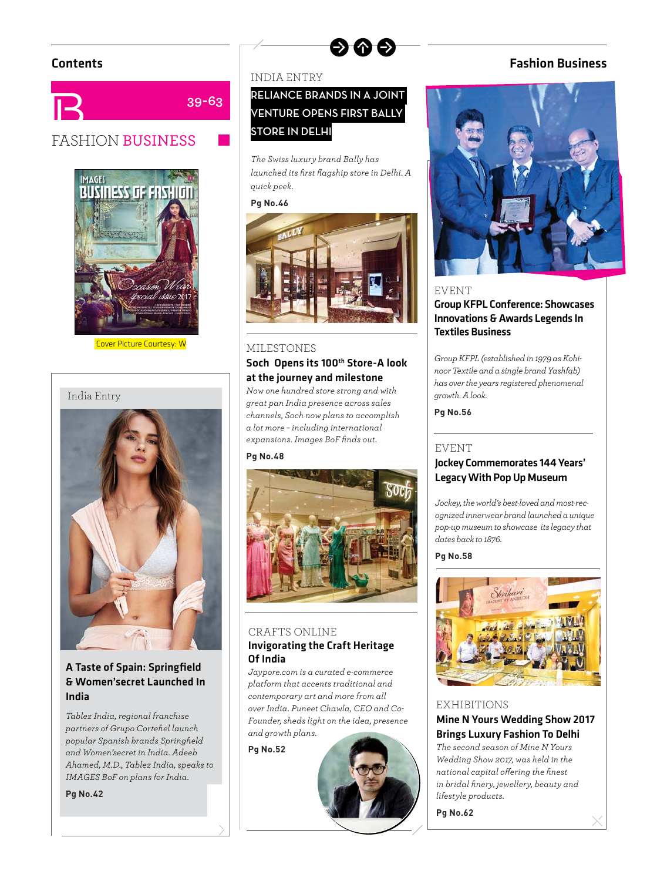## Contents

39-63

# FASHION BUSINESS

Cover Picture Courtesy: W

### India Entry

### A Taste of Spain: Springfield & Women'secret Launched In India

*Tablez India, regional franchise partners of Grupo Cortefiel launch popular Spanish brands Springfield and Women'secret in India. Adeeb Ahamed, M.D., Tablez India, speaks to IMAGES BoF on plans for India.*

**Pg No.42**

INDIA ENTRY

### RELIANCE BRANDS IN A JOINT VENTURE OPENS FIRST BALLY STORE IN DELHI

*The Swiss luxury brand Bally has launched its first flagship store in Delhi. A quick peek.*

**Pg No.46**

MILESTONES

### Soch Opens its 100th Store-A look at the journey and milestone

*Now one hundred store strong and with great pan India presence across sales channels, Soch now plans to accomplish a lot more – including international expansions. Images BoF finds out.*

**Pg No.48**

CRAFTS ONLINE

### Invigorating the Craft Heritage Of India

*Jaypore.com is a curated e-commerce platform that accents traditional and contemporary art and more from all over India. Puneet Chawla, CEO and Co-Founder, sheds light on the idea, presence and growth plans.*

**Pg No.52**

## Fashion Business

EVENT

### Group KFPL Conference: Showcases Innovations & Awards Legends In Textiles Business

*Group KFPL (established in 1979 as Kohinoor Textile and a single brand Yashfab) has over the years registered phenomenal growth. A look.*

**Pg No.56**

EVENT

### Jockey Commemorates 144 Years' Legacy With Pop Up Museum

*Jockey, the world's best-loved and most-recognized innerwear brand launched a unique pop-up museum to showcase its legacy that dates back to 1876.*

**Pg No.58**

EXHIBITIONS

### Mine N Yours Wedding Show 2017 Brings Luxury Fashion To Delhi

*The second season of Mine N Yours Wedding Show 2017, was held in the national capital offering the finest in bridal finery, jewellery, beauty and lifestyle products.*

**Pg No.62**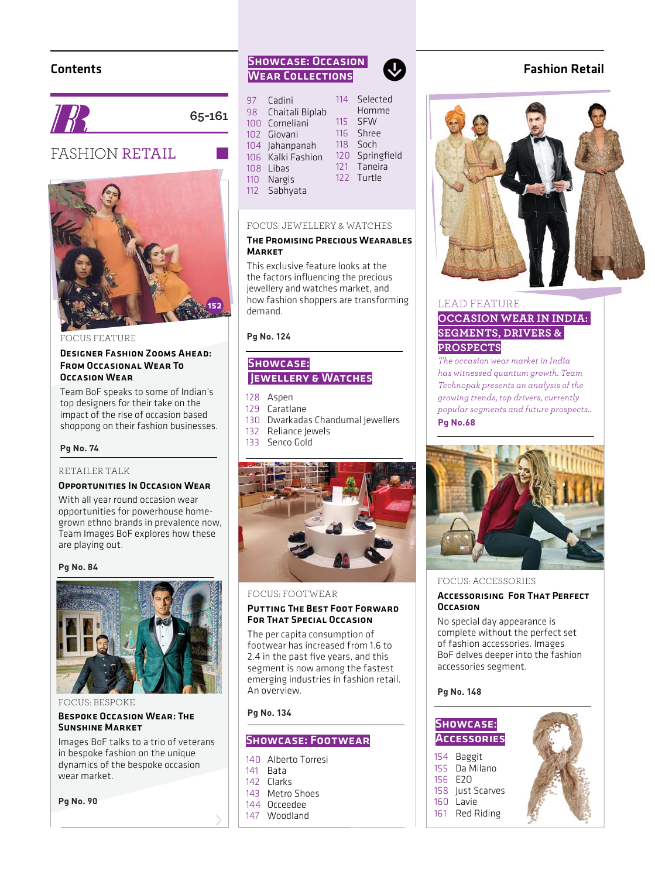## Contents

**R** 65-161

# FASHION RETAIL

152

FOCUS FEATURE

### Designer Fashion Zooms Ahead: From Occasional Wear To Occasion Wear

Team BoF speaks to some of Indian's top designers for their take on the impact of the rise of occasion based shoppong on their fashion businesses.

**Pg No. 74**

RETAILER TALK

### Opportunities In Occasion Wear

With all year round occasion wear opportunities for powerhouse home-grown ethno brands in prevalence now, Team Images BoF explores how these are playing out.

**Pg No. 84**

FOCUS: BESPOKE

### Bespoke Occasion Wear: The Sunshine Market

Images BoF talks to a trio of veterans in bespoke fashion on the unique dynamics of the bespoke occasion wear market.

**Pg No. 90**

### Showcase: Occasion Wear Collections

- 97 Cadini
- 98 Chaitali Biplab
- 100 Corneliani
- 102 Giovani
- 104 Jahanpanah
- 106 Kalki Fashion
- 108 Libas
- 110 Nargis
- 112 Sabhyata
- 114 Selected Homme
- 115 SFW
- 116 Shree
- 118 Soch
- 120 Springfield
- 121 Taneira
- 122 Turtle

FOCUS: JEWELLERY & WATCHES

### The Promising Precious Wearables Market

This exclusive feature looks at the the factors influencing the precious jewellery and watches market, and how fashion shoppers are transforming demand.

**Pg No. 124**

### Showcase: Jewellery & Watches

- 128 Aspen
- 129 Caratlane
- 130 Dwarkadas Chandumal Jewellers
- 132 Reliance Jewels
- 133 Senco Gold

FOCUS: FOOTWEAR

### Putting The Best Foot Forward For That Special Occasion

The per capita consumption of footwear has increased from 1.6 to 2.4 in the past five years, and this segment is now among the fastest emerging industries in fashion retail. An overview.

**Pg No. 134**

### Showcase: Footwear

- 140 Alberto Torresi
- 141 Bata
- 142 Clarks
- 143 Metro Shoes
- 144 Occeedee
- 147 Woodland

## Fashion Retail

LEAD FEATURE

### Occasion Wear in India: Segments, Drivers & Prospects

*The occasion wear market in India has witnessed quantum growth. Team Technopak presents an analysis of the growing trends, top drivers, currently popular segments and future prospects..*

**Pg No.68**

FOCUS: ACCESSORIES

### Accessorising For That Perfect Occasion

No special day appearance is complete without the perfect set of fashion accessories. Images BoF delves deeper into the fashion accessories segment.

**Pg No. 148**

### Showcase: Accessories

- 154 Baggit
- 155 Da Milano
- 156 E2O
- 158 Just Scarves
- 160 Lavie
- 161 Red Riding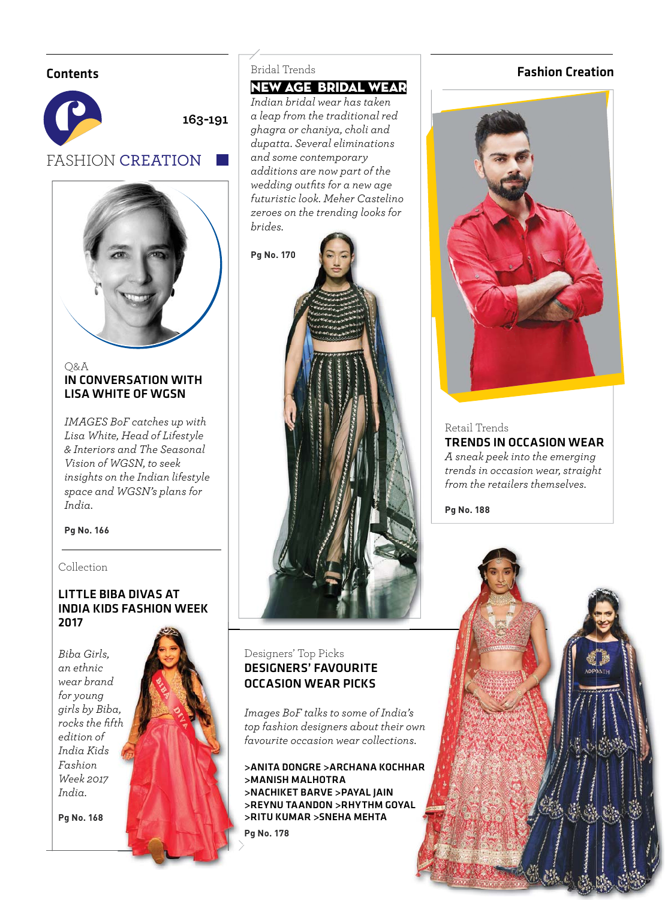## Contents

## FASHION CREATION

163-191

Q&A

### IN CONVERSATION WITH LISA WHITE OF WGSN

*IMAGES BoF catches up with Lisa White, Head of Lifestyle & Interiors and The Seasonal Vision of WGSN, to seek insights on the Indian lifestyle space and WGSN's plans for India.*

**Pg No. 166**

Collection

### LITTLE BIBA DIVAS AT INDIA KIDS FASHION WEEK 2017

*Biba Girls, an ethnic wear brand for young girls by Biba, rocks the fifth edition of India Kids Fashion Week 2017 India.*

**Pg No. 168**

Bridal Trends

### NEW AGE BRIDAL WEAR

*Indian bridal wear has taken a leap from the traditional red ghagra or chaniya, choli and dupatta. Several eliminations and some contemporary additions are now part of the wedding outfits for a new age futuristic look. Meher Castelino zeroes on the trending looks for brides.*

**Pg No. 170**

Designers' Top Picks

### DESIGNERS' FAVOURITE OCCASION WEAR PICKS

*Images BoF talks to some of India's top fashion designers about their own favourite occasion wear collections.*

**>ANITA DONGRE >ARCHANA KOCHHAR >MANISH MALHOTRA >NACHIKET BARVE >PAYAL JAIN >REYNU TAANDON >RHYTHM GOYAL >RITU KUMAR >SNEHA MEHTA**

**Pg No. 178**

## Fashion Creation

Retail Trends

### TRENDS IN OCCASION WEAR

*A sneak peek into the emerging trends in occasion wear, straight from the retailers themselves.*

**Pg No. 188**